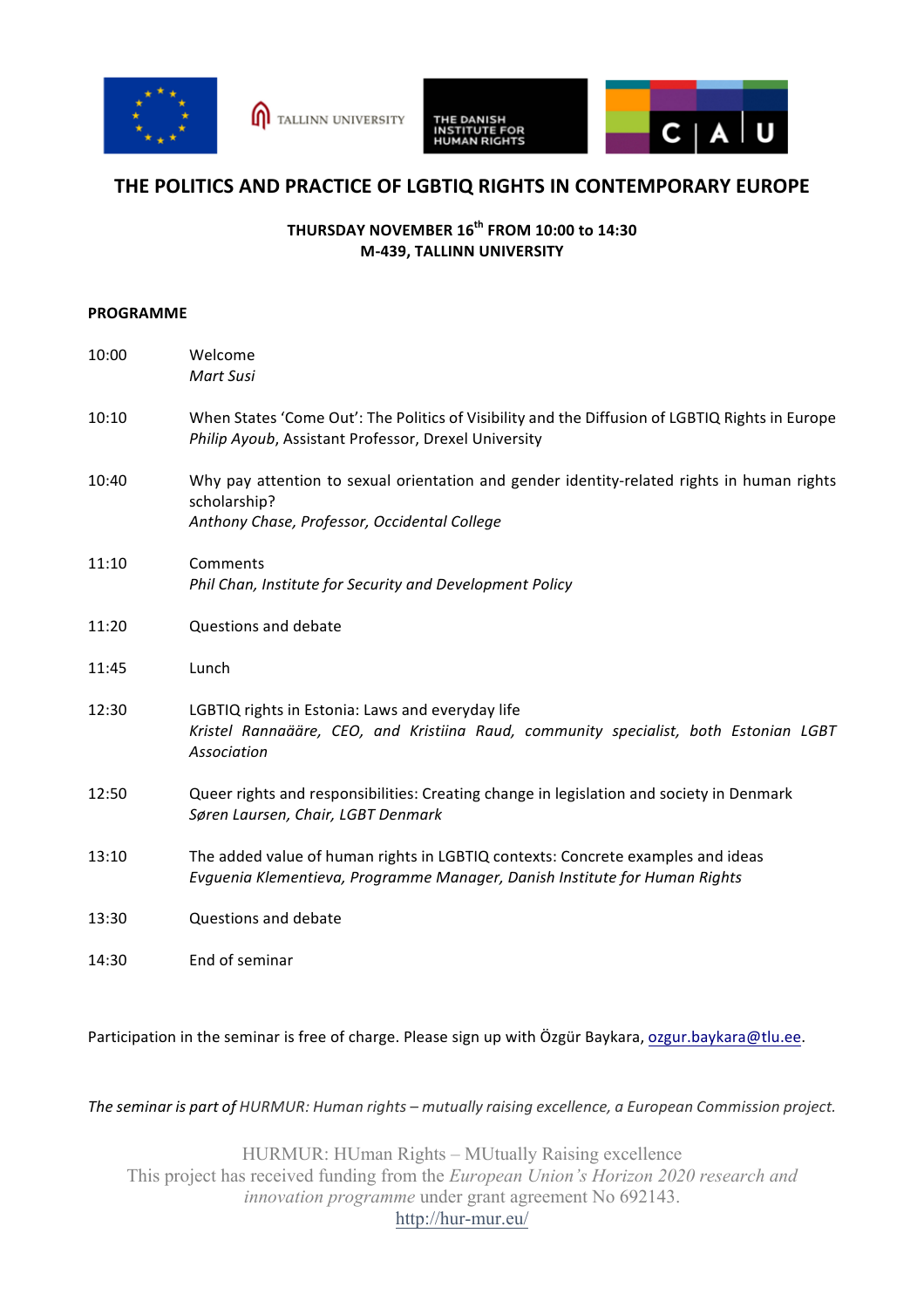# THE POLITICS AND PRACTICE OF LGBTIQ RIGHTS IN CONTEMPORARY EUROPE

**THURSDAY NOVEMBER 16th FROM 10:00 to 14:30**
**M-439, TALLINN UNIVERSITY**

**PROGRAMME**

| | |
|---|---|
| 10:00 | Welcome<br>*Mart Susi* |
| 10:10 | When States 'Come Out': The Politics of Visibility and the Diffusion of LGBTIQ Rights in Europe<br>*Philip Ayoub*, Assistant Professor, Drexel University |
| 10:40 | Why pay attention to sexual orientation and gender identity-related rights in human rights scholarship?<br>*Anthony Chase, Professor, Occidental College* |
| 11:10 | Comments<br>*Phil Chan, Institute for Security and Development Policy* |
| 11:20 | Questions and debate |
| 11:45 | Lunch |
| 12:30 | LGBTIQ rights in Estonia: Laws and everyday life<br>*Kristel Rannaääre, CEO, and Kristiina Raud, community specialist, both Estonian LGBT Association* |
| 12:50 | Queer rights and responsibilities: Creating change in legislation and society in Denmark<br>*Søren Laursen, Chair, LGBT Denmark* |
| 13:10 | The added value of human rights in LGBTIQ contexts: Concrete examples and ideas<br>*Evguenia Klementieva, Programme Manager, Danish Institute for Human Rights* |
| 13:30 | Questions and debate |
| 14:30 | End of seminar |

Participation in the seminar is free of charge. Please sign up with Özgür Baykara, ozgur.baykara@tlu.ee.

*The seminar is part of* *HURMUR: Human rights – mutually raising excellence, a European Commission project.*

HURMUR: HUman Rights – MUtually Raising excellence
This project has received funding from the *European Union's Horizon 2020 research and innovation programme* under grant agreement No 692143.
http://hur-mur.eu/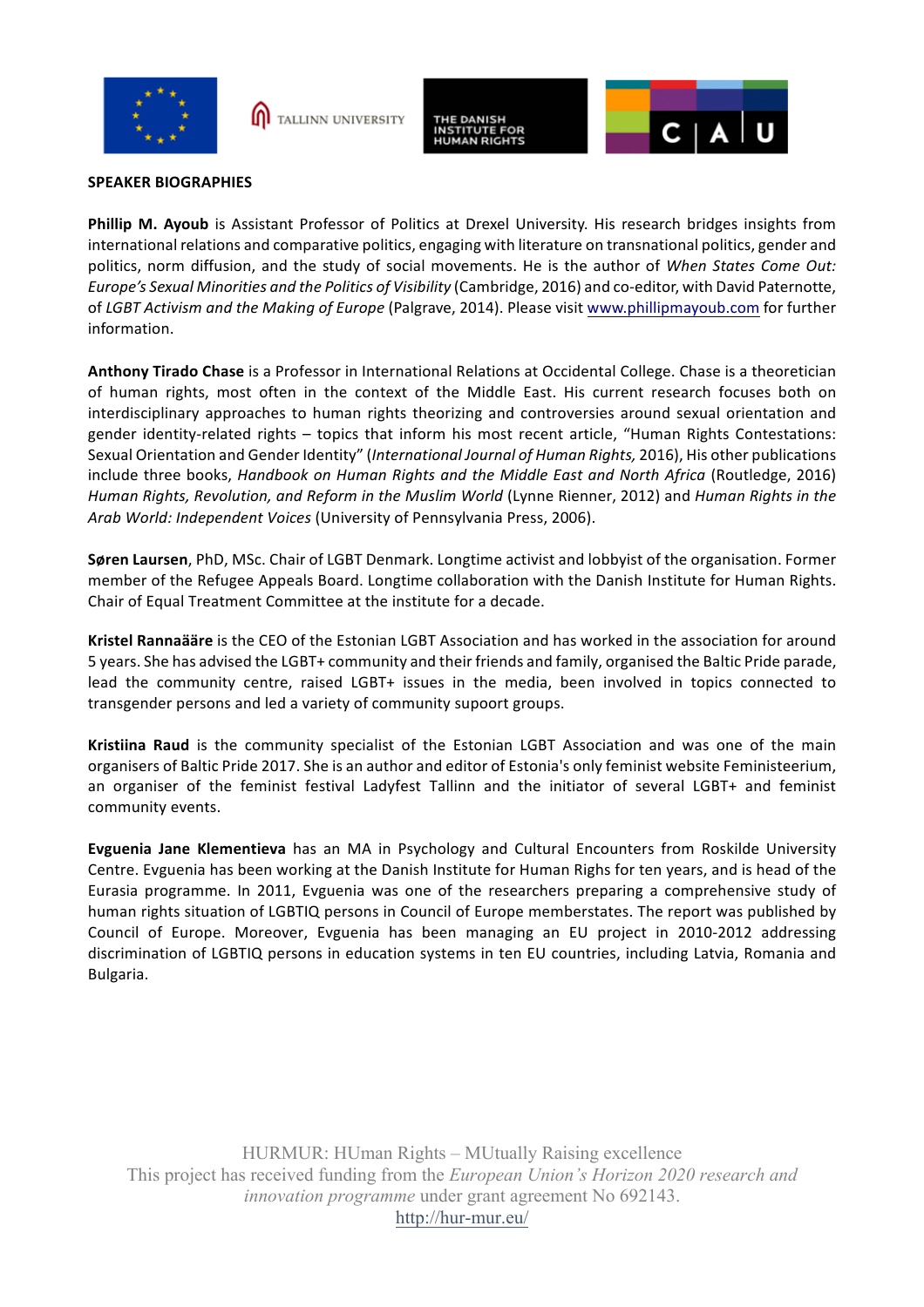**SPEAKER BIOGRAPHIES**

**Phillip M. Ayoub** is Assistant Professor of Politics at Drexel University. His research bridges insights from international relations and comparative politics, engaging with literature on transnational politics, gender and politics, norm diffusion, and the study of social movements. He is the author of *When States Come Out: Europe's Sexual Minorities and the Politics of Visibility* (Cambridge, 2016) and co-editor, with David Paternotte, of *LGBT Activism and the Making of Europe* (Palgrave, 2014). Please visit www.phillipmayoub.com for further information.

**Anthony Tirado Chase** is a Professor in International Relations at Occidental College. Chase is a theoretician of human rights, most often in the context of the Middle East. His current research focuses both on interdisciplinary approaches to human rights theorizing and controversies around sexual orientation and gender identity-related rights – topics that inform his most recent article, "Human Rights Contestations: Sexual Orientation and Gender Identity" (*International Journal of Human Rights,* 2016), His other publications include three books, *Handbook on Human Rights and the Middle East and North Africa* (Routledge, 2016) *Human Rights, Revolution, and Reform in the Muslim World* (Lynne Rienner, 2012) and *Human Rights in the Arab World: Independent Voices* (University of Pennsylvania Press, 2006).

**Søren Laursen**, PhD, MSc. Chair of LGBT Denmark. Longtime activist and lobbyist of the organisation. Former member of the Refugee Appeals Board. Longtime collaboration with the Danish Institute for Human Rights. Chair of Equal Treatment Committee at the institute for a decade.

**Kristel Rannaääre** is the CEO of the Estonian LGBT Association and has worked in the association for around 5 years. She has advised the LGBT+ community and their friends and family, organised the Baltic Pride parade, lead the community centre, raised LGBT+ issues in the media, been involved in topics connected to transgender persons and led a variety of community supoort groups.

**Kristiina Raud** is the community specialist of the Estonian LGBT Association and was one of the main organisers of Baltic Pride 2017. She is an author and editor of Estonia's only feminist website Feministeerium, an organiser of the feminist festival Ladyfest Tallinn and the initiator of several LGBT+ and feminist community events.

**Evguenia Jane Klementieva** has an MA in Psychology and Cultural Encounters from Roskilde University Centre. Evguenia has been working at the Danish Institute for Human Righs for ten years, and is head of the Eurasia programme. In 2011, Evguenia was one of the researchers preparing a comprehensive study of human rights situation of LGBTIQ persons in Council of Europe memberstates. The report was published by Council of Europe. Moreover, Evguenia has been managing an EU project in 2010-2012 addressing discrimination of LGBTIQ persons in education systems in ten EU countries, including Latvia, Romania and Bulgaria.

HURMUR: HUman Rights – MUtually Raising excellence
This project has received funding from the *European Union's Horizon 2020 research and innovation programme* under grant agreement No 692143.
http://hur-mur.eu/